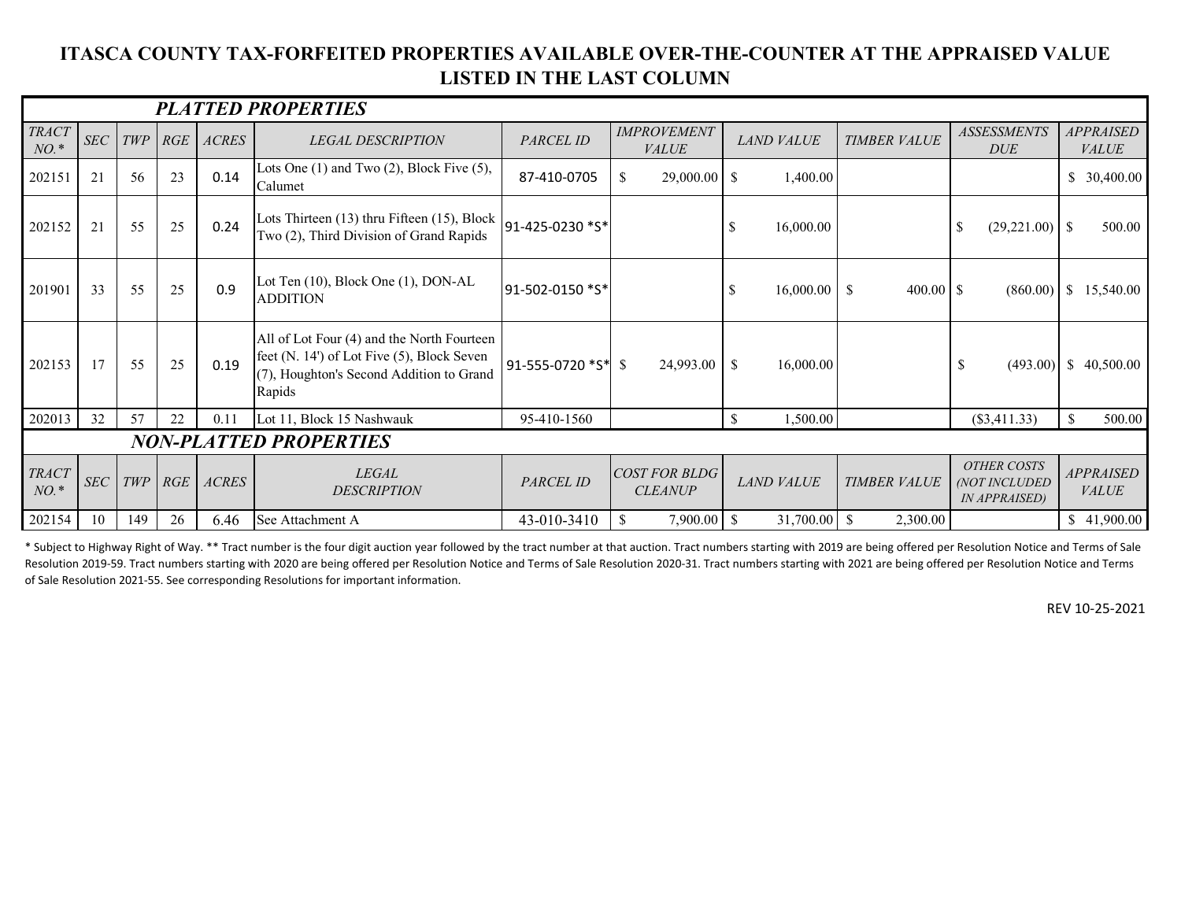# ITASCA COUNTY TAX-FORFEITED PROPERTIES AVAILABLE OVER-THE-COUNTER AT THE APPRAISED VALUE LISTED IN THE LAST COLUMN

## *PLATTED PROPERTIES*

| *TRACT NO.** | *SEC* | *TWP* | *RGE* | *ACRES* | *LEGAL DESCRIPTION* | *PARCEL ID* | *IMPROVEMENT VALUE* | *LAND VALUE* | *TIMBER VALUE* | *ASSESSMENTS DUE* | *APPRAISED VALUE* |
|---|---|---|---|---|---|---|---|---|---|---|---|
| 202151 | 21 | 56 | 23 | 0.14 | Lots One (1) and Two (2), Block Five (5), Calumet | 87-410-0705 | $ 29,000.00 | $ 1,400.00 | | | $ 30,400.00 |
| 202152 | 21 | 55 | 25 | 0.24 | Lots Thirteen (13) thru Fifteen (15), Block Two (2), Third Division of Grand Rapids | 91-425-0230 *S* | | $ 16,000.00 | | $ (29,221.00) | $ 500.00 |
| 201901 | 33 | 55 | 25 | 0.9 | Lot Ten (10), Block One (1), DON-AL ADDITION | 91-502-0150 *S* | | $ 16,000.00 | $ 400.00 | $ (860.00) | $ 15,540.00 |
| 202153 | 17 | 55 | 25 | 0.19 | All of Lot Four (4) and the North Fourteen feet (N. 14') of Lot Five (5), Block Seven (7), Houghton's Second Addition to Grand Rapids | 91-555-0720 *S* | $ 24,993.00 | $ 16,000.00 | | $ (493.00) | $ 40,500.00 |
| 202013 | 32 | 57 | 22 | 0.11 | Lot 11, Block 15 Nashwauk | 95-410-1560 | | $ 1,500.00 | | ($3,411.33) | $ 500.00 |

## *NON-PLATTED PROPERTIES*

| *TRACT NO.** | *SEC* | *TWP* | *RGE* | *ACRES* | *LEGAL DESCRIPTION* | *PARCEL ID* | *COST FOR BLDG CLEANUP* | *LAND VALUE* | *TIMBER VALUE* | *OTHER COSTS (NOT INCLUDED IN APPRAISED)* | *APPRAISED VALUE* |
|---|---|---|---|---|---|---|---|---|---|---|---|
| 202154 | 10 | 149 | 26 | 6.46 | See Attachment A | 43-010-3410 | $ 7,900.00 | $ 31,700.00 | $ 2,300.00 | | $ 41,900.00 |

* Subject to Highway Right of Way. ** Tract number is the four digit auction year followed by the tract number at that auction. Tract numbers starting with 2019 are being offered per Resolution Notice and Terms of Sale Resolution 2019-59. Tract numbers starting with 2020 are being offered per Resolution Notice and Terms of Sale Resolution 2020-31. Tract numbers starting with 2021 are being offered per Resolution Notice and Terms of Sale Resolution 2021-55. See corresponding Resolutions for important information.

REV 10-25-2021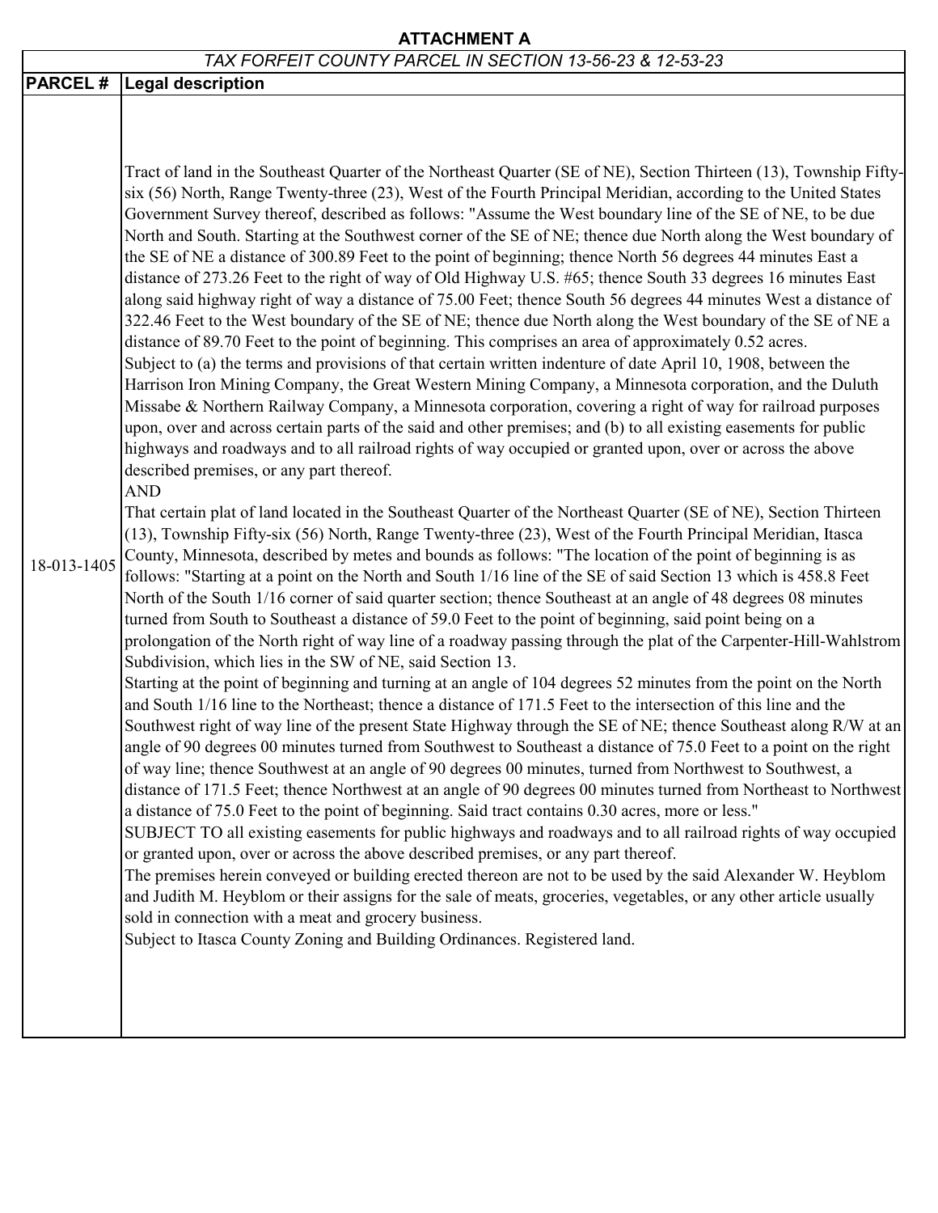**ATTACHMENT A**

| *TAX FORFEIT COUNTY PARCEL IN SECTION 13-56-23 & 12-53-23* | |
|---|---|
| **PARCEL #** | **Legal description** |
| 18-013-1405 | Tract of land in the Southeast Quarter of the Northeast Quarter (SE of NE), Section Thirteen (13), Township Fifty-six (56) North, Range Twenty-three (23), West of the Fourth Principal Meridian, according to the United States Government Survey thereof, described as follows: "Assume the West boundary line of the SE of NE, to be due North and South. Starting at the Southwest corner of the SE of NE; thence due North along the West boundary of the SE of NE a distance of 300.89 Feet to the point of beginning; thence North 56 degrees 44 minutes East a distance of 273.26 Feet to the right of way of Old Highway U.S. #65; thence South 33 degrees 16 minutes East along said highway right of way a distance of 75.00 Feet; thence South 56 degrees 44 minutes West a distance of 322.46 Feet to the West boundary of the SE of NE; thence due North along the West boundary of the SE of NE a distance of 89.70 Feet to the point of beginning. This comprises an area of approximately 0.52 acres.<br>Subject to (a) the terms and provisions of that certain written indenture of date April 10, 1908, between the Harrison Iron Mining Company, the Great Western Mining Company, a Minnesota corporation, and the Duluth Missabe & Northern Railway Company, a Minnesota corporation, covering a right of way for railroad purposes upon, over and across certain parts of the said and other premises; and (b) to all existing easements for public highways and roadways and to all railroad rights of way occupied or granted upon, over or across the above described premises, or any part thereof.<br>AND<br>That certain plat of land located in the Southeast Quarter of the Northeast Quarter (SE of NE), Section Thirteen (13), Township Fifty-six (56) North, Range Twenty-three (23), West of the Fourth Principal Meridian, Itasca County, Minnesota, described by metes and bounds as follows: "The location of the point of beginning is as follows: "Starting at a point on the North and South 1/16 line of the SE of said Section 13 which is 458.8 Feet North of the South 1/16 corner of said quarter section; thence Southeast at an angle of 48 degrees 08 minutes turned from South to Southeast a distance of 59.0 Feet to the point of beginning, said point being on a prolongation of the North right of way line of a roadway passing through the plat of the Carpenter-Hill-Wahlstrom Subdivision, which lies in the SW of NE, said Section 13.<br>Starting at the point of beginning and turning at an angle of 104 degrees 52 minutes from the point on the North and South 1/16 line to the Northeast; thence a distance of 171.5 Feet to the intersection of this line and the Southwest right of way line of the present State Highway through the SE of NE; thence Southeast along R/W at an angle of 90 degrees 00 minutes turned from Southwest to Southeast a distance of 75.0 Feet to a point on the right of way line; thence Southwest at an angle of 90 degrees 00 minutes, turned from Northwest to Southwest, a distance of 171.5 Feet; thence Northwest at an angle of 90 degrees 00 minutes turned from Northeast to Northwest a distance of 75.0 Feet to the point of beginning. Said tract contains 0.30 acres, more or less."<br>SUBJECT TO all existing easements for public highways and roadways and to all railroad rights of way occupied or granted upon, over or across the above described premises, or any part thereof.<br>The premises herein conveyed or building erected thereon are not to be used by the said Alexander W. Heyblom and Judith M. Heyblom or their assigns for the sale of meats, groceries, vegetables, or any other article usually sold in connection with a meat and grocery business.<br>Subject to Itasca County Zoning and Building Ordinances. Registered land. |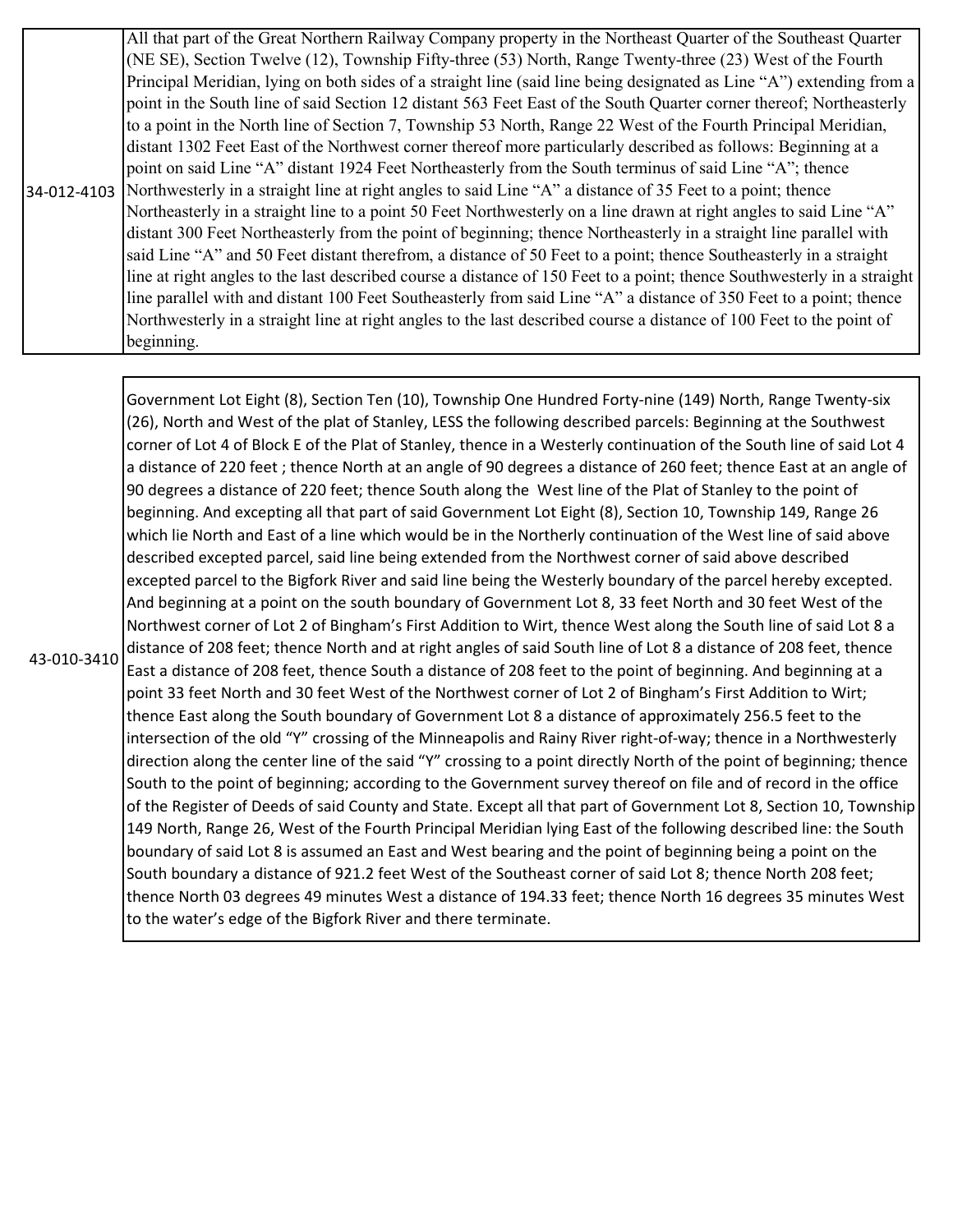| | |
|---|---|
| 34-012-4103 | All that part of the Great Northern Railway Company property in the Northeast Quarter of the Southeast Quarter (NE SE), Section Twelve (12), Township Fifty-three (53) North, Range Twenty-three (23) West of the Fourth Principal Meridian, lying on both sides of a straight line (said line being designated as Line "A") extending from a point in the South line of said Section 12 distant 563 Feet East of the South Quarter corner thereof; Northeasterly to a point in the North line of Section 7, Township 53 North, Range 22 West of the Fourth Principal Meridian, distant 1302 Feet East of the Northwest corner thereof more particularly described as follows: Beginning at a point on said Line "A" distant 1924 Feet Northeasterly from the South terminus of said Line "A"; thence Northwesterly in a straight line at right angles to said Line "A" a distance of 35 Feet to a point; thence Northeasterly in a straight line to a point 50 Feet Northwesterly on a line drawn at right angles to said Line "A" distant 300 Feet Northeasterly from the point of beginning; thence Northeasterly in a straight line parallel with said Line "A" and 50 Feet distant therefrom, a distance of 50 Feet to a point; thence Southeasterly in a straight line at right angles to the last described course a distance of 150 Feet to a point; thence Southwesterly in a straight line parallel with and distant 100 Feet Southeasterly from said Line "A" a distance of 350 Feet to a point; thence Northwesterly in a straight line at right angles to the last described course a distance of 100 Feet to the point of beginning. |

| | |
|---|---|
| 43-010-3410 | Government Lot Eight (8), Section Ten (10), Township One Hundred Forty-nine (149) North, Range Twenty-six (26), North and West of the plat of Stanley, LESS the following described parcels: Beginning at the Southwest corner of Lot 4 of Block E of the Plat of Stanley, thence in a Westerly continuation of the South line of said Lot 4 a distance of 220 feet ; thence North at an angle of 90 degrees a distance of 260 feet; thence East at an angle of 90 degrees a distance of 220 feet; thence South along the West line of the Plat of Stanley to the point of beginning. And excepting all that part of said Government Lot Eight (8), Section 10, Township 149, Range 26 which lie North and East of a line which would be in the Northerly continuation of the West line of said above described excepted parcel, said line being extended from the Northwest corner of said above described excepted parcel to the Bigfork River and said line being the Westerly boundary of the parcel hereby excepted. And beginning at a point on the south boundary of Government Lot 8, 33 feet North and 30 feet West of the Northwest corner of Lot 2 of Bingham's First Addition to Wirt, thence West along the South line of said Lot 8 a distance of 208 feet; thence North and at right angles of said South line of Lot 8 a distance of 208 feet, thence East a distance of 208 feet, thence South a distance of 208 feet to the point of beginning. And beginning at a point 33 feet North and 30 feet West of the Northwest corner of Lot 2 of Bingham's First Addition to Wirt; thence East along the South boundary of Government Lot 8 a distance of approximately 256.5 feet to the intersection of the old "Y" crossing of the Minneapolis and Rainy River right-of-way; thence in a Northwesterly direction along the center line of the said "Y" crossing to a point directly North of the point of beginning; thence South to the point of beginning; according to the Government survey thereof on file and of record in the office of the Register of Deeds of said County and State. Except all that part of Government Lot 8, Section 10, Township 149 North, Range 26, West of the Fourth Principal Meridian lying East of the following described line: the South boundary of said Lot 8 is assumed an East and West bearing and the point of beginning being a point on the South boundary a distance of 921.2 feet West of the Southeast corner of said Lot 8; thence North 208 feet; thence North 03 degrees 49 minutes West a distance of 194.33 feet; thence North 16 degrees 35 minutes West to the water's edge of the Bigfork River and there terminate. |